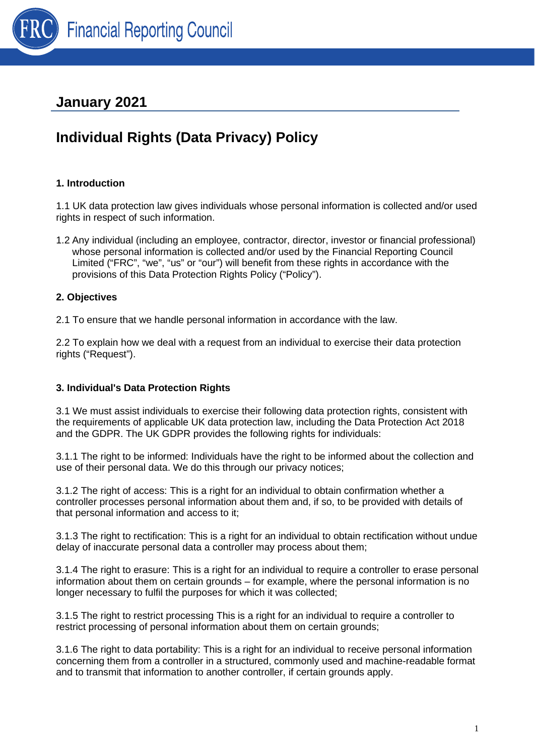Financial Reporting Council

## January 2021

# Individual Rights (Data Privacy) Policy

**1. Introduction**

1.1 UK data protection law gives individuals whose personal information is collected and/or used rights in respect of such information.

1.2 Any individual (including an employee, contractor, director, investor or financial professional) whose personal information is collected and/or used by the Financial Reporting Council Limited ("FRC", "we", "us" or "our") will benefit from these rights in accordance with the provisions of this Data Protection Rights Policy ("Policy").

**2. Objectives**

2.1 To ensure that we handle personal information in accordance with the law.

2.2 To explain how we deal with a request from an individual to exercise their data protection rights ("Request").

**3. Individual's Data Protection Rights**

3.1 We must assist individuals to exercise their following data protection rights, consistent with the requirements of applicable UK data protection law, including the Data Protection Act 2018 and the GDPR. The UK GDPR provides the following rights for individuals:

3.1.1 The right to be informed: Individuals have the right to be informed about the collection and use of their personal data. We do this through our privacy notices;

3.1.2 The right of access: This is a right for an individual to obtain confirmation whether a controller processes personal information about them and, if so, to be provided with details of that personal information and access to it;

3.1.3 The right to rectification: This is a right for an individual to obtain rectification without undue delay of inaccurate personal data a controller may process about them;

3.1.4 The right to erasure: This is a right for an individual to require a controller to erase personal information about them on certain grounds – for example, where the personal information is no longer necessary to fulfil the purposes for which it was collected;

3.1.5 The right to restrict processing This is a right for an individual to require a controller to restrict processing of personal information about them on certain grounds;

3.1.6 The right to data portability: This is a right for an individual to receive personal information concerning them from a controller in a structured, commonly used and machine-readable format and to transmit that information to another controller, if certain grounds apply.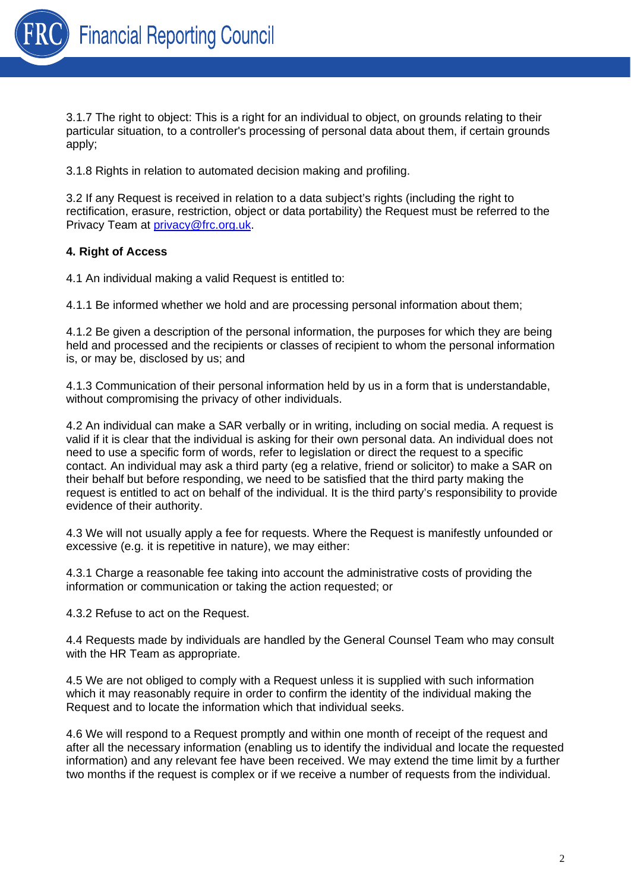3.1.7 The right to object: This is a right for an individual to object, on grounds relating to their particular situation, to a controller's processing of personal data about them, if certain grounds apply;

3.1.8 Rights in relation to automated decision making and profiling.

3.2 If any Request is received in relation to a data subject's rights (including the right to rectification, erasure, restriction, object or data portability) the Request must be referred to the Privacy Team at [privacy@frc.org.uk](mailto:privacy@frc.org.uk).

**4. Right of Access**

4.1 An individual making a valid Request is entitled to:

4.1.1 Be informed whether we hold and are processing personal information about them;

4.1.2 Be given a description of the personal information, the purposes for which they are being held and processed and the recipients or classes of recipient to whom the personal information is, or may be, disclosed by us; and

4.1.3 Communication of their personal information held by us in a form that is understandable, without compromising the privacy of other individuals.

4.2 An individual can make a SAR verbally or in writing, including on social media. A request is valid if it is clear that the individual is asking for their own personal data. An individual does not need to use a specific form of words, refer to legislation or direct the request to a specific contact. An individual may ask a third party (eg a relative, friend or solicitor) to make a SAR on their behalf but before responding, we need to be satisfied that the third party making the request is entitled to act on behalf of the individual. It is the third party's responsibility to provide evidence of their authority.

4.3 We will not usually apply a fee for requests. Where the Request is manifestly unfounded or excessive (e.g. it is repetitive in nature), we may either:

4.3.1 Charge a reasonable fee taking into account the administrative costs of providing the information or communication or taking the action requested; or

4.3.2 Refuse to act on the Request.

4.4 Requests made by individuals are handled by the General Counsel Team who may consult with the HR Team as appropriate.

4.5 We are not obliged to comply with a Request unless it is supplied with such information which it may reasonably require in order to confirm the identity of the individual making the Request and to locate the information which that individual seeks.

4.6 We will respond to a Request promptly and within one month of receipt of the request and after all the necessary information (enabling us to identify the individual and locate the requested information) and any relevant fee have been received. We may extend the time limit by a further two months if the request is complex or if we receive a number of requests from the individual.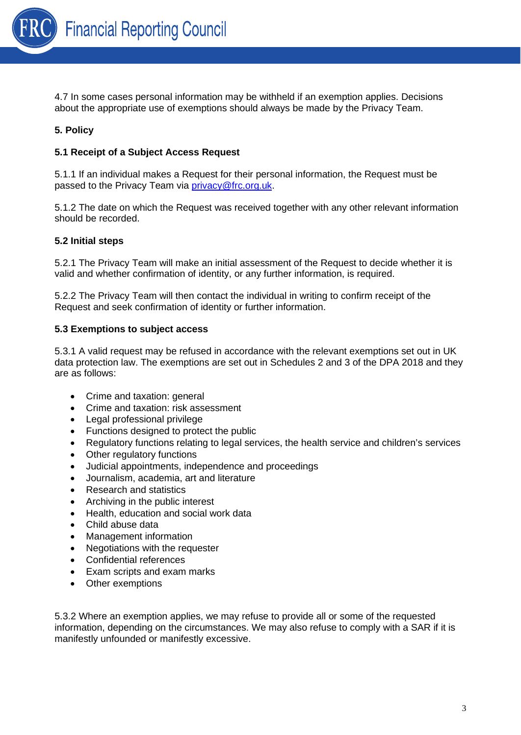4.7 In some cases personal information may be withheld if an exemption applies. Decisions about the appropriate use of exemptions should always be made by the Privacy Team.

## 5. Policy

### 5.1 Receipt of a Subject Access Request

5.1.1 If an individual makes a Request for their personal information, the Request must be passed to the Privacy Team via [privacy@frc.org.uk](mailto:privacy@frc.org.uk).

5.1.2 The date on which the Request was received together with any other relevant information should be recorded.

### 5.2 Initial steps

5.2.1 The Privacy Team will make an initial assessment of the Request to decide whether it is valid and whether confirmation of identity, or any further information, is required.

5.2.2 The Privacy Team will then contact the individual in writing to confirm receipt of the Request and seek confirmation of identity or further information.

### 5.3 Exemptions to subject access

5.3.1 A valid request may be refused in accordance with the relevant exemptions set out in UK data protection law. The exemptions are set out in Schedules 2 and 3 of the DPA 2018 and they are as follows:

- Crime and taxation: general
- Crime and taxation: risk assessment
- Legal professional privilege
- Functions designed to protect the public
- Regulatory functions relating to legal services, the health service and children's services
- Other regulatory functions
- Judicial appointments, independence and proceedings
- Journalism, academia, art and literature
- Research and statistics
- Archiving in the public interest
- Health, education and social work data
- Child abuse data
- Management information
- Negotiations with the requester
- Confidential references
- Exam scripts and exam marks
- Other exemptions

5.3.2 Where an exemption applies, we may refuse to provide all or some of the requested information, depending on the circumstances. We may also refuse to comply with a SAR if it is manifestly unfounded or manifestly excessive.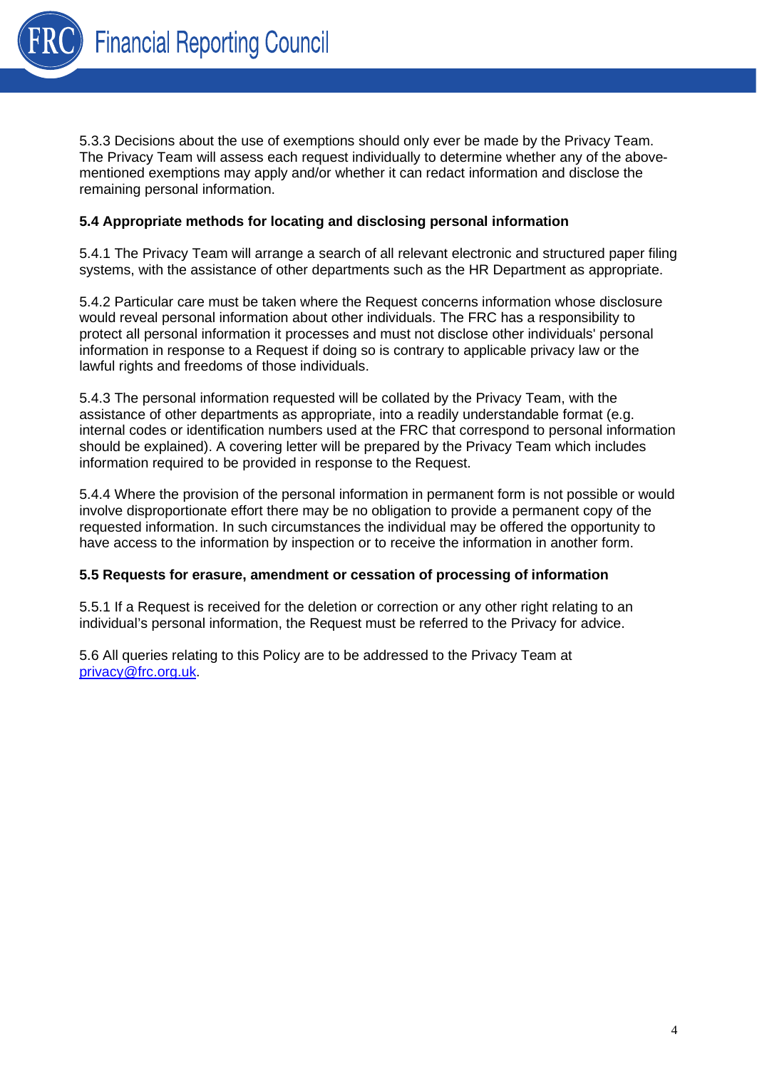5.3.3 Decisions about the use of exemptions should only ever be made by the Privacy Team. The Privacy Team will assess each request individually to determine whether any of the above-mentioned exemptions may apply and/or whether it can redact information and disclose the remaining personal information.

**5.4 Appropriate methods for locating and disclosing personal information**

5.4.1 The Privacy Team will arrange a search of all relevant electronic and structured paper filing systems, with the assistance of other departments such as the HR Department as appropriate.

5.4.2 Particular care must be taken where the Request concerns information whose disclosure would reveal personal information about other individuals. The FRC has a responsibility to protect all personal information it processes and must not disclose other individuals' personal information in response to a Request if doing so is contrary to applicable privacy law or the lawful rights and freedoms of those individuals.

5.4.3 The personal information requested will be collated by the Privacy Team, with the assistance of other departments as appropriate, into a readily understandable format (e.g. internal codes or identification numbers used at the FRC that correspond to personal information should be explained). A covering letter will be prepared by the Privacy Team which includes information required to be provided in response to the Request.

5.4.4 Where the provision of the personal information in permanent form is not possible or would involve disproportionate effort there may be no obligation to provide a permanent copy of the requested information. In such circumstances the individual may be offered the opportunity to have access to the information by inspection or to receive the information in another form.

**5.5 Requests for erasure, amendment or cessation of processing of information**

5.5.1 If a Request is received for the deletion or correction or any other right relating to an individual's personal information, the Request must be referred to the Privacy for advice.

5.6 All queries relating to this Policy are to be addressed to the Privacy Team at [privacy@frc.org.uk](mailto:privacy@frc.org.uk).